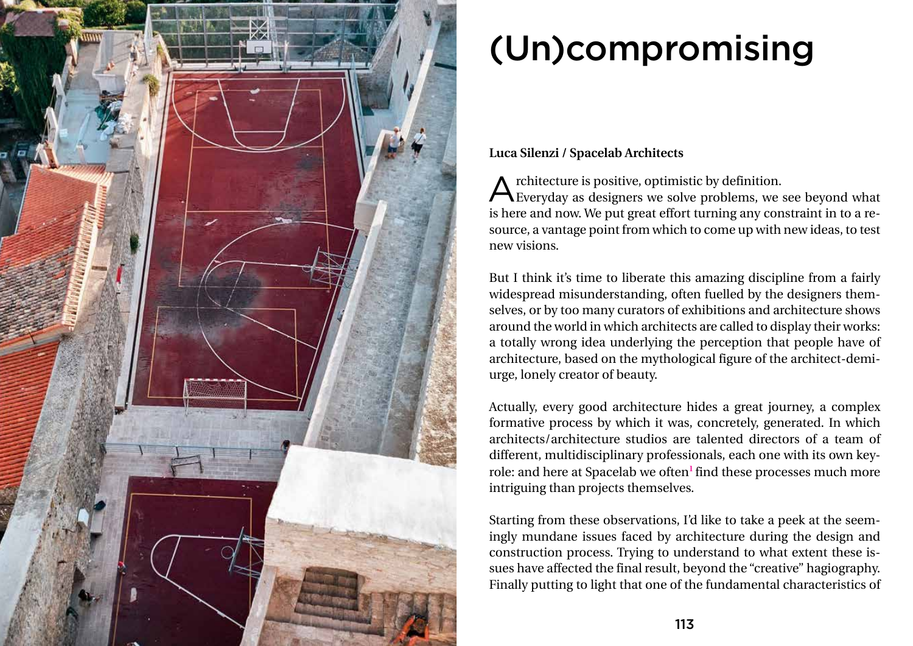# (Un)compromising

**Luca Silenzi / Spacelab Architects**

Architecture is positive, optimistic by definition.
Everyday as designers we solve problems, we see beyond what is here and now. We put great effort turning any constraint in to a resource, a vantage point from which to come up with new ideas, to test new visions.

But I think it's time to liberate this amazing discipline from a fairly widespread misunderstanding, often fuelled by the designers themselves, or by too many curators of exhibitions and architecture shows around the world in which architects are called to display their works: a totally wrong idea underlying the perception that people have of architecture, based on the mythological figure of the architect-demiurge, lonely creator of beauty.

Actually, every good architecture hides a great journey, a complex formative process by which it was, concretely, generated. In which architects/architecture studios are talented directors of a team of different, multidisciplinary professionals, each one with its own key-role: and here at Spacelab we often[1] find these processes much more intriguing than projects themselves.

Starting from these observations, I'd like to take a peek at the seemingly mundane issues faced by architecture during the design and construction process. Trying to understand to what extent these issues have affected the final result, beyond the "creative" hagiography. Finally putting to light that one of the fundamental characteristics of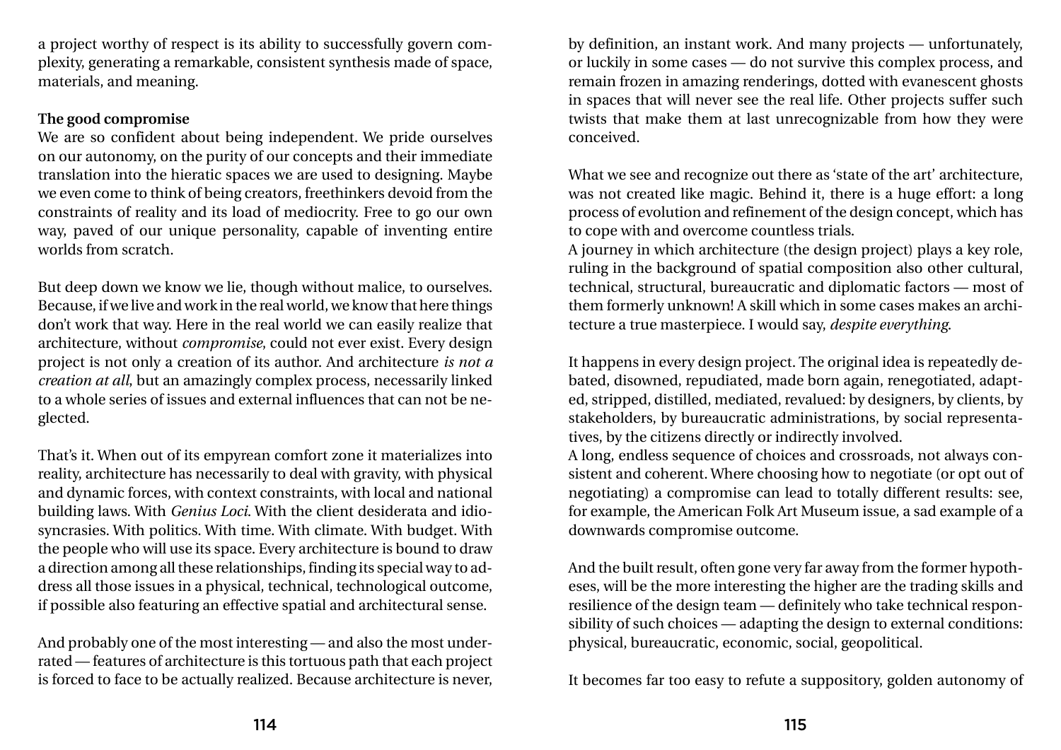a project worthy of respect is its ability to successfully govern complexity, generating a remarkable, consistent synthesis made of space, materials, and meaning.

**The good compromise**

We are so confident about being independent. We pride ourselves on our autonomy, on the purity of our concepts and their immediate translation into the hieratic spaces we are used to designing. Maybe we even come to think of being creators, freethinkers devoid from the constraints of reality and its load of mediocrity. Free to go our own way, paved of our unique personality, capable of inventing entire worlds from scratch.

But deep down we know we lie, though without malice, to ourselves. Because, if we live and work in the real world, we know that here things don't work that way. Here in the real world we can easily realize that architecture, without *compromise*, could not ever exist. Every design project is not only a creation of its author. And architecture *is not a creation at all,* but an amazingly complex process, necessarily linked to a whole series of issues and external influences that can not be neglected.

That's it. When out of its empyrean comfort zone it materializes into reality, architecture has necessarily to deal with gravity, with physical and dynamic forces, with context constraints, with local and national building laws. With *Genius Loci*. With the client desiderata and idiosyncrasies. With politics. With time. With climate. With budget. With the people who will use its space. Every architecture is bound to draw a direction among all these relationships, finding its special way to address all those issues in a physical, technical, technological outcome, if possible also featuring an effective spatial and architectural sense.

And probably one of the most interesting — and also the most underrated — features of architecture is this tortuous path that each project is forced to face to be actually realized. Because architecture is never, by definition, an instant work. And many projects — unfortunately, or luckily in some cases — do not survive this complex process, and remain frozen in amazing renderings, dotted with evanescent ghosts in spaces that will never see the real life. Other projects suffer such twists that make them at last unrecognizable from how they were conceived.

What we see and recognize out there as 'state of the art' architecture, was not created like magic. Behind it, there is a huge effort: a long process of evolution and refinement of the design concept, which has to cope with and overcome countless trials.
A journey in which architecture (the design project) plays a key role, ruling in the background of spatial composition also other cultural, technical, structural, bureaucratic and diplomatic factors — most of them formerly unknown! A skill which in some cases makes an architecture a true masterpiece. I would say, *despite everything.*

It happens in every design project. The original idea is repeatedly debated, disowned, repudiated, made born again, renegotiated, adapted, stripped, distilled, mediated, revalued: by designers, by clients, by stakeholders, by bureaucratic administrations, by social representatives, by the citizens directly or indirectly involved.
A long, endless sequence of choices and crossroads, not always consistent and coherent. Where choosing how to negotiate (or opt out of negotiating) a compromise can lead to totally different results: see, for example, the American Folk Art Museum issue, a sad example of a downwards compromise outcome.

And the built result, often gone very far away from the former hypotheses, will be the more interesting the higher are the trading skills and resilience of the design team — definitely who take technical responsibility of such choices — adapting the design to external conditions: physical, bureaucratic, economic, social, geopolitical.

It becomes far too easy to refute a suppository, golden autonomy of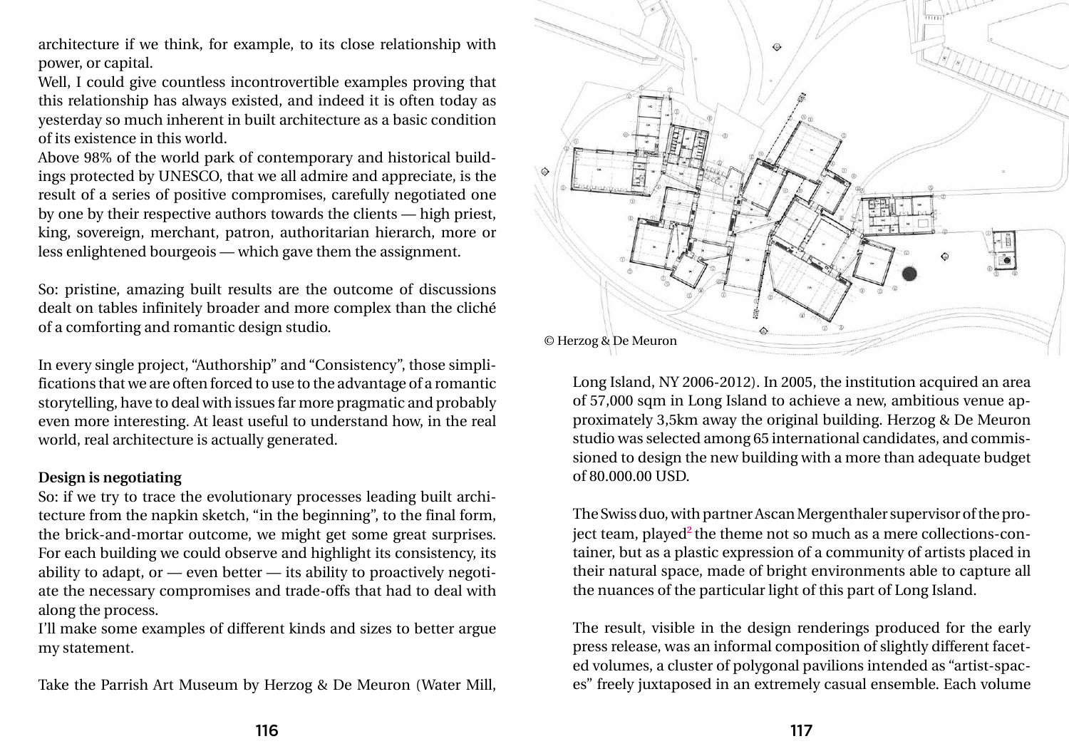architecture if we think, for example, to its close relationship with power, or capital.
Well, I could give countless incontrovertible examples proving that this relationship has always existed, and indeed it is often today as yesterday so much inherent in built architecture as a basic condition of its existence in this world.
Above 98% of the world park of contemporary and historical buildings protected by UNESCO, that we all admire and appreciate, is the result of a series of positive compromises, carefully negotiated one by one by their respective authors towards the clients — high priest, king, sovereign, merchant, patron, authoritarian hierarch, more or less enlightened bourgeois — which gave them the assignment.

So: pristine, amazing built results are the outcome of discussions dealt on tables infinitely broader and more complex than the cliché of a comforting and romantic design studio.

In every single project, "Authorship" and "Consistency", those simplifications that we are often forced to use to the advantage of a romantic storytelling, have to deal with issues far more pragmatic and probably even more interesting. At least useful to understand how, in the real world, real architecture is actually generated.

**Design is negotiating**

So: if we try to trace the evolutionary processes leading built architecture from the napkin sketch, "in the beginning", to the final form, the brick-and-mortar outcome, we might get some great surprises. For each building we could observe and highlight its consistency, its ability to adapt, or — even better — its ability to proactively negotiate the necessary compromises and trade-offs that had to deal with along the process.
I'll make some examples of different kinds and sizes to better argue my statement.

Take the Parrish Art Museum by Herzog & De Meuron (Water Mill, Long Island, NY 2006-2012). In 2005, the institution acquired an area of 57,000 sqm in Long Island to achieve a new, ambitious venue approximately 3,5km away the original building. Herzog & De Meuron studio was selected among 65 international candidates, and commissioned to design the new building with a more than adequate budget of 80.000.00 USD.

© Herzog & De Meuron

The Swiss duo, with partner Ascan Mergenthaler supervisor of the project team, played[2] the theme not so much as a mere collections-container, but as a plastic expression of a community of artists placed in their natural space, made of bright environments able to capture all the nuances of the particular light of this part of Long Island.

The result, visible in the design renderings produced for the early press release, was an informal composition of slightly different faceted volumes, a cluster of polygonal pavilions intended as "artist-spaces" freely juxtaposed in an extremely casual ensemble. Each volume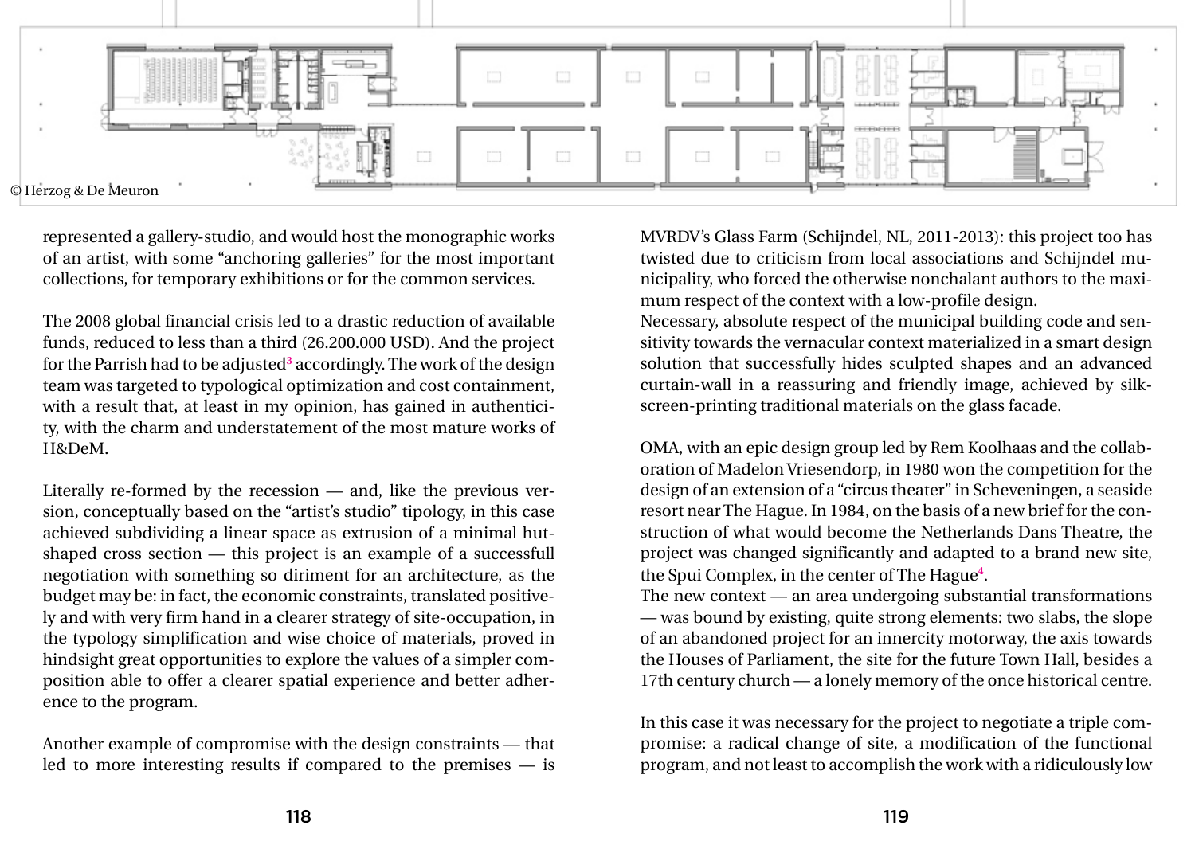© Herzog & De Meuron

represented a gallery-studio, and would host the monographic works of an artist, with some "anchoring galleries" for the most important collections, for temporary exhibitions or for the common services.

The 2008 global financial crisis led to a drastic reduction of available funds, reduced to less than a third (26.200.000 USD). And the project for the Parrish had to be adjusted[3] accordingly. The work of the design team was targeted to typological optimization and cost containment, with a result that, at least in my opinion, has gained in authenticity, with the charm and understatement of the most mature works of H&DeM.

Literally re-formed by the recession — and, like the previous version, conceptually based on the "artist's studio" tipology, in this case achieved subdividing a linear space as extrusion of a minimal hut-shaped cross section — this project is an example of a successfull negotiation with something so diriment for an architecture, as the budget may be: in fact, the economic constraints, translated positively and with very firm hand in a clearer strategy of site-occupation, in the typology simplification and wise choice of materials, proved in hindsight great opportunities to explore the values of a simpler composition able to offer a clearer spatial experience and better adherence to the program.

Another example of compromise with the design constraints — that led to more interesting results if compared to the premises — is MVRDV's Glass Farm (Schijndel, NL, 2011-2013): this project too has twisted due to criticism from local associations and Schijndel municipality, who forced the otherwise nonchalant authors to the maximum respect of the context with a low-profile design.
Necessary, absolute respect of the municipal building code and sensitivity towards the vernacular context materialized in a smart design solution that successfully hides sculpted shapes and an advanced curtain-wall in a reassuring and friendly image, achieved by silk-screen-printing traditional materials on the glass facade.

OMA, with an epic design group led by Rem Koolhaas and the collaboration of Madelon Vriesendorp, in 1980 won the competition for the design of an extension of a "circus theater" in Scheveningen, a seaside resort near The Hague. In 1984, on the basis of a new brief for the construction of what would become the Netherlands Dans Theatre, the project was changed significantly and adapted to a brand new site, the Spui Complex, in the center of The Hague[4].
The new context — an area undergoing substantial transformations — was bound by existing, quite strong elements: two slabs, the slope of an abandoned project for an innercity motorway, the axis towards the Houses of Parliament, the site for the future Town Hall, besides a 17th century church — a lonely memory of the once historical centre.

In this case it was necessary for the project to negotiate a triple compromise: a radical change of site, a modification of the functional program, and not least to accomplish the work with a ridiculously low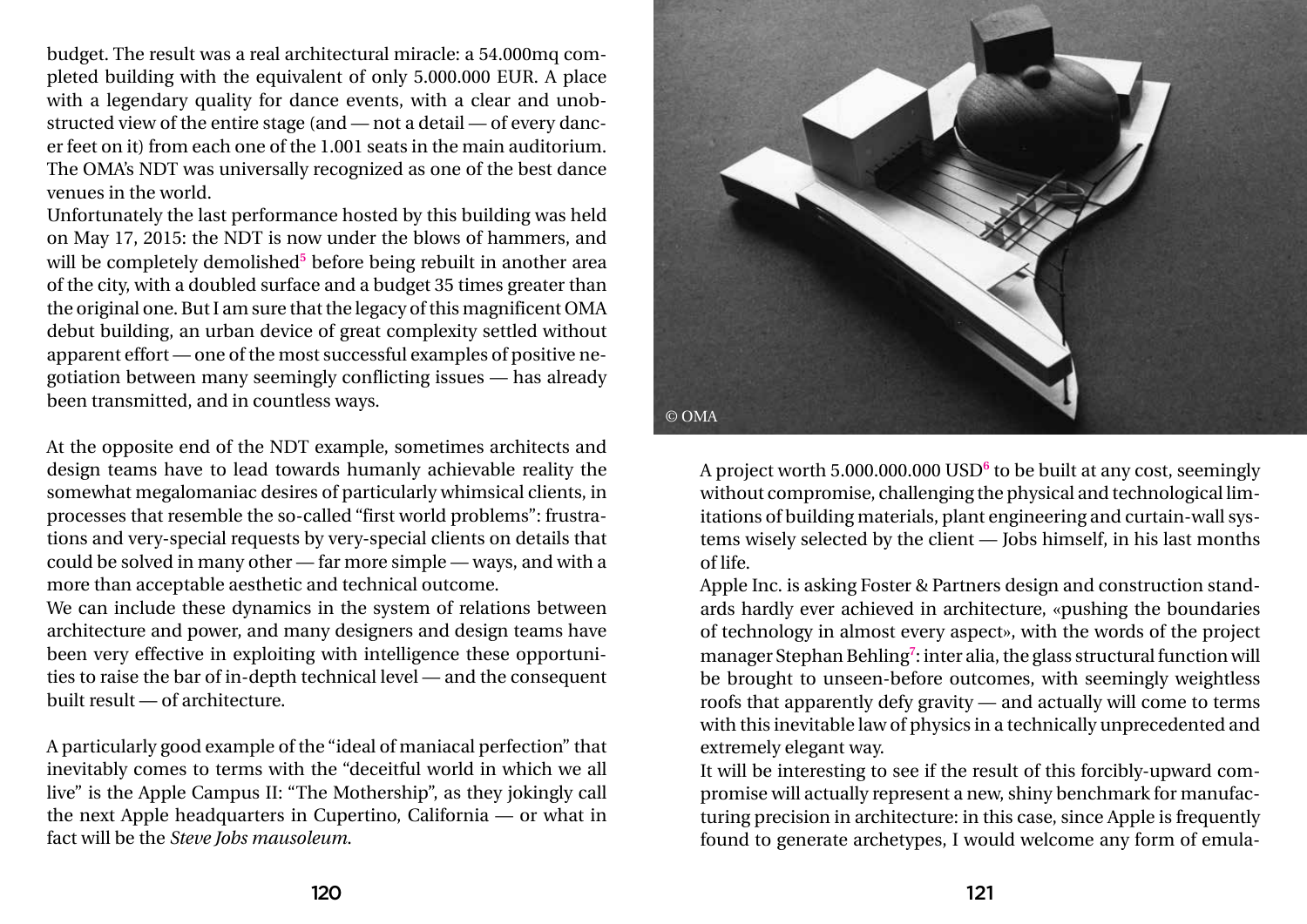budget. The result was a real architectural miracle: a 54.000mq completed building with the equivalent of only 5.000.000 EUR. A place with a legendary quality for dance events, with a clear and unobstructed view of the entire stage (and — not a detail — of every dancer feet on it) from each one of the 1.001 seats in the main auditorium. The OMA's NDT was universally recognized as one of the best dance venues in the world.
Unfortunately the last performance hosted by this building was held on May 17, 2015: the NDT is now under the blows of hammers, and will be completely demolished[5] before being rebuilt in another area of the city, with a doubled surface and a budget 35 times greater than the original one. But I am sure that the legacy of this magnificent OMA debut building, an urban device of great complexity settled without apparent effort — one of the most successful examples of positive negotiation between many seemingly conflicting issues — has already been transmitted, and in countless ways.

At the opposite end of the NDT example, sometimes architects and design teams have to lead towards humanly achievable reality the somewhat megalomaniac desires of particularly whimsical clients, in processes that resemble the so-called "first world problems": frustrations and very-special requests by very-special clients on details that could be solved in many other — far more simple — ways, and with a more than acceptable aesthetic and technical outcome.
We can include these dynamics in the system of relations between architecture and power, and many designers and design teams have been very effective in exploiting with intelligence these opportunities to raise the bar of in-depth technical level — and the consequent built result — of architecture.

A particularly good example of the "ideal of maniacal perfection" that inevitably comes to terms with the "deceitful world in which we all live" is the Apple Campus II: "The Mothership", as they jokingly call the next Apple headquarters in Cupertino, California — or what in fact will be the *Steve Jobs mausoleum*.

© OMA

A project worth 5.000.000.000 USD[6] to be built at any cost, seemingly without compromise, challenging the physical and technological limitations of building materials, plant engineering and curtain-wall systems wisely selected by the client — Jobs himself, in his last months of life.
Apple Inc. is asking Foster & Partners design and construction standards hardly ever achieved in architecture, «pushing the boundaries of technology in almost every aspect», with the words of the project manager Stephan Behling[7]: inter alia, the glass structural function will be brought to unseen-before outcomes, with seemingly weightless roofs that apparently defy gravity — and actually will come to terms with this inevitable law of physics in a technically unprecedented and extremely elegant way.
It will be interesting to see if the result of this forcibly-upward compromise will actually represent a new, shiny benchmark for manufacturing precision in architecture: in this case, since Apple is frequently found to generate archetypes, I would welcome any form of emula-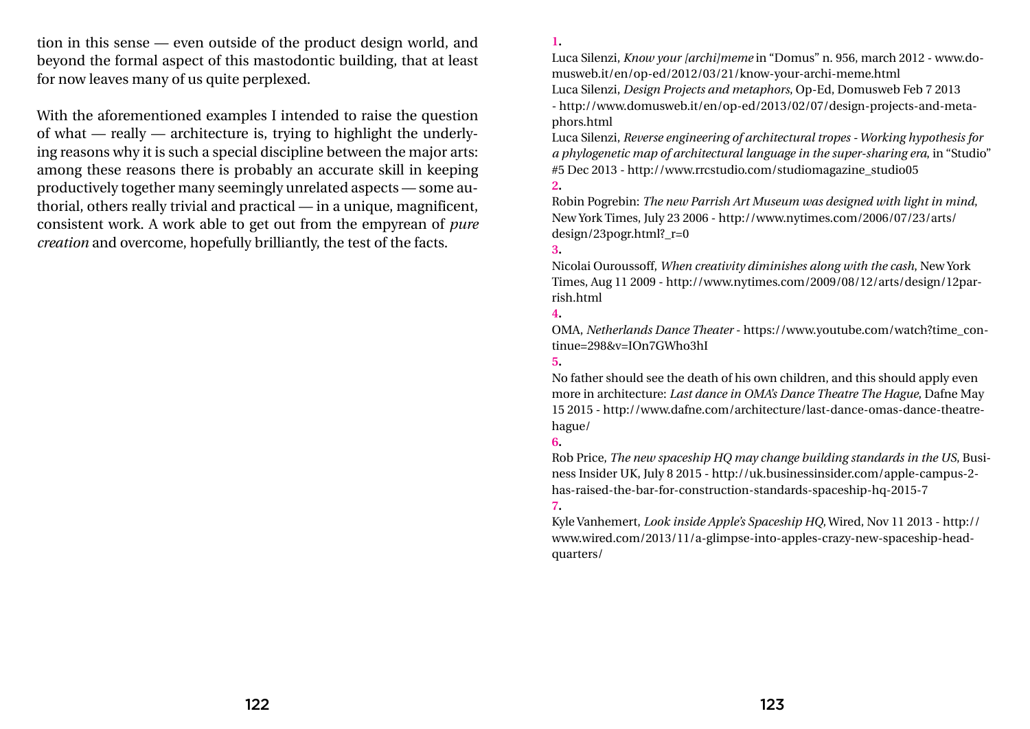tion in this sense — even outside of the product design world, and beyond the formal aspect of this mastodontic building, that at least for now leaves many of us quite perplexed.

With the aforementioned examples I intended to raise the question of what — really — architecture is, trying to highlight the underlying reasons why it is such a special discipline between the major arts: among these reasons there is probably an accurate skill in keeping productively together many seemingly unrelated aspects — some authorial, others really trivial and practical — in a unique, magnificent, consistent work. A work able to get out from the empyrean of *pure creation* and overcome, hopefully brilliantly, the test of the facts.

**1.**
Luca Silenzi, *Know your [archi]meme* in "Domus" n. 956, march 2012 - www.domusweb.it/en/op-ed/2012/03/21/know-your-archi-meme.html
Luca Silenzi, *Design Projects and metaphors*, Op-Ed, Domusweb Feb 7 2013 - http://www.domusweb.it/en/op-ed/2013/02/07/design-projects-and-metaphors.html
Luca Silenzi, *Reverse engineering of architectural tropes - Working hypothesis for a phylogenetic map of architectural language in the super-sharing era*, in "Studio" #5 Dec 2013 - http://www.rrcstudio.com/studiomagazine_studio05

**2.**
Robin Pogrebin: *The new Parrish Art Museum was designed with light in mind*, New York Times, July 23 2006 - http://www.nytimes.com/2006/07/23/arts/design/23pogr.html?_r=0

**3.**
Nicolai Ouroussoff, *When creativity diminishes along with the cash*, New York Times, Aug 11 2009 - http://www.nytimes.com/2009/08/12/arts/design/12parrish.html

**4.**
OMA, *Netherlands Dance Theater* - https://www.youtube.com/watch?time_continue=298&v=IOn7GWho3hI

**5.**
No father should see the death of his own children, and this should apply even more in architecture: *Last dance in OMA's Dance Theatre The Hague*, Dafne May 15 2015 - http://www.dafne.com/architecture/last-dance-omas-dance-theatre-hague/

**6.**
Rob Price, *The new spaceship HQ may change building standards in the US*, Business Insider UK, July 8 2015 - http://uk.businessinsider.com/apple-campus-2-has-raised-the-bar-for-construction-standards-spaceship-hq-2015-7

**7.**
Kyle Vanhemert, *Look inside Apple's Spaceship HQ*, Wired, Nov 11 2013 - http://www.wired.com/2013/11/a-glimpse-into-apples-crazy-new-spaceship-headquarters/